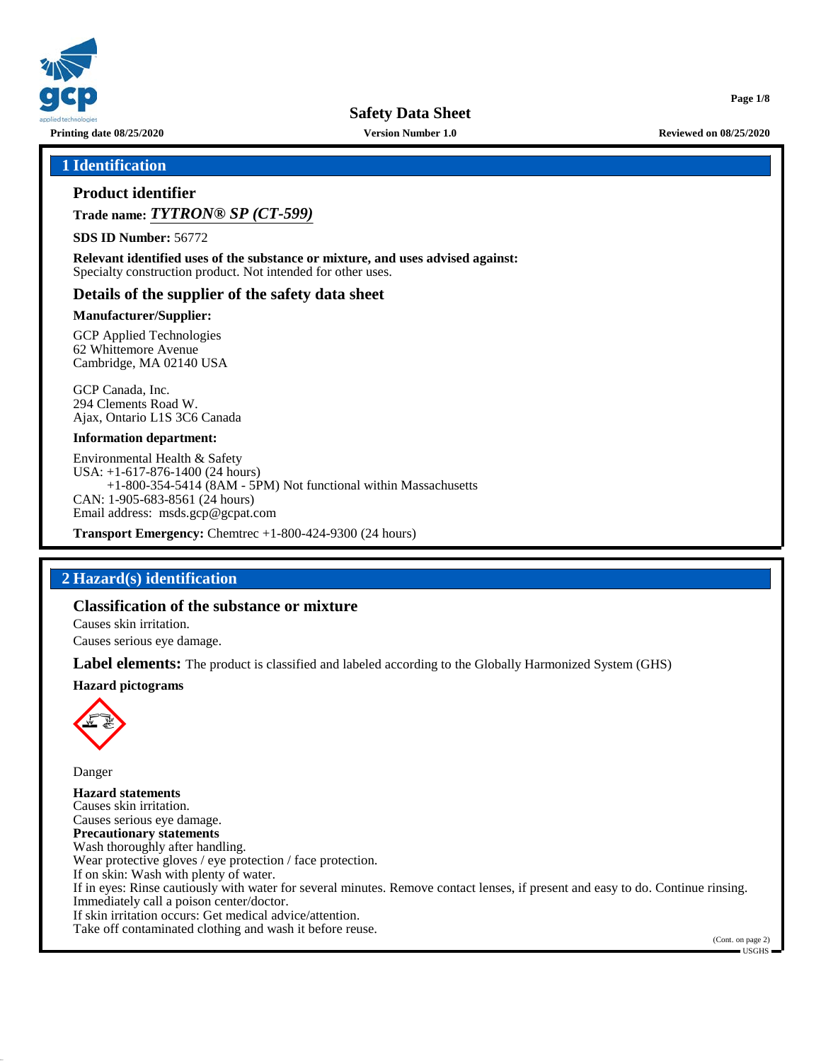**Safety Data Sheet**

Printing date 08/25/2020 | Version Number 1.0 | Reviewed on 08/25/2020

## 1 Identification

### Product identifier

**Trade name:** ***TYTRON® SP (CT-599)***

**SDS ID Number:** 56772

**Relevant identified uses of the substance or mixture, and uses advised against:**
Specialty construction product. Not intended for other uses.

### Details of the supplier of the safety data sheet

**Manufacturer/Supplier:**

GCP Applied Technologies
62 Whittemore Avenue
Cambridge, MA 02140 USA

GCP Canada, Inc.
294 Clements Road W.
Ajax, Ontario L1S 3C6 Canada

**Information department:**

Environmental Health & Safety
USA: +1-617-876-1400 (24 hours)
+1-800-354-5414 (8AM - 5PM) Not functional within Massachusetts
CAN: 1-905-683-8561 (24 hours)
Email address: msds.gcp@gcpat.com

**Transport Emergency:** Chemtrec +1-800-424-9300 (24 hours)

## 2 Hazard(s) identification

### Classification of the substance or mixture

Causes skin irritation.
Causes serious eye damage.

**Label elements:** The product is classified and labeled according to the Globally Harmonized System (GHS)

**Hazard pictograms**

Danger

**Hazard statements**
Causes skin irritation.
Causes serious eye damage.

**Precautionary statements**
Wash thoroughly after handling.
Wear protective gloves / eye protection / face protection.
If on skin: Wash with plenty of water.
If in eyes: Rinse cautiously with water for several minutes. Remove contact lenses, if present and easy to do. Continue rinsing.
Immediately call a poison center/doctor.
If skin irritation occurs: Get medical advice/attention.
Take off contaminated clothing and wash it before reuse.

(Cont. on page 2)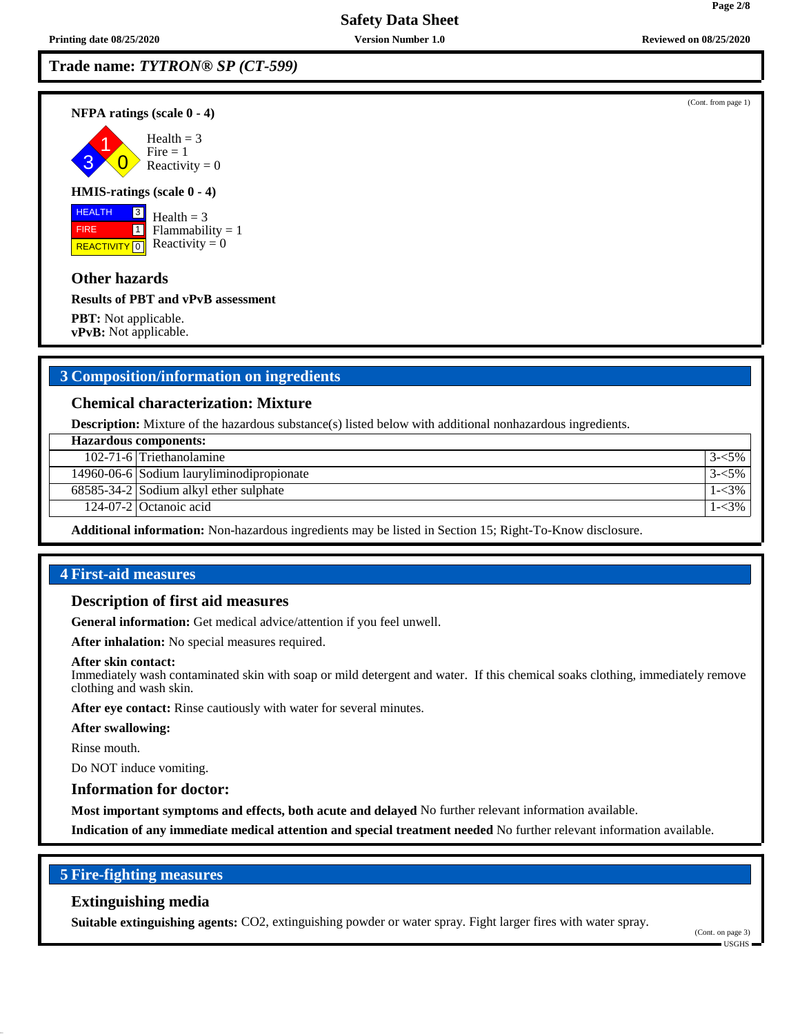# Trade name: *TYTRON® SP (CT-599)*

(Cont. from page 1)

**NFPA ratings (scale 0 - 4)**

Health = 3
Fire = 1
Reactivity = 0

**HMIS-ratings (scale 0 - 4)**

| | |
|---|---|
| HEALTH | 3 |
| FIRE | 1 |
| REACTIVITY | 0 |

Health = 3
Flammability = 1
Reactivity = 0

### Other hazards

**Results of PBT and vPvB assessment**

**PBT:** Not applicable.
**vPvB:** Not applicable.

## 3 Composition/information on ingredients

### Chemical characterization: Mixture

**Description:** Mixture of the hazardous substance(s) listed below with additional nonhazardous ingredients.

| **Hazardous components:** | | |
|---|---|---|
| 102-71-6 | Triethanolamine | 3-<5% |
| 14960-06-6 | Sodium lauryliminodipropionate | 3-<5% |
| 68585-34-2 | Sodium alkyl ether sulphate | 1-<3% |
| 124-07-2 | Octanoic acid | 1-<3% |

**Additional information:** Non-hazardous ingredients may be listed in Section 15; Right-To-Know disclosure.

## 4 First-aid measures

### Description of first aid measures

**General information:** Get medical advice/attention if you feel unwell.

**After inhalation:** No special measures required.

**After skin contact:**
Immediately wash contaminated skin with soap or mild detergent and water. If this chemical soaks clothing, immediately remove clothing and wash skin.

**After eye contact:** Rinse cautiously with water for several minutes.

**After swallowing:**

Rinse mouth.

Do NOT induce vomiting.

### Information for doctor:

**Most important symptoms and effects, both acute and delayed** No further relevant information available.

**Indication of any immediate medical attention and special treatment needed** No further relevant information available.

## 5 Fire-fighting measures

### Extinguishing media

**Suitable extinguishing agents:** $CO_2$, extinguishing powder or water spray. Fight larger fires with water spray.

(Cont. on page 3)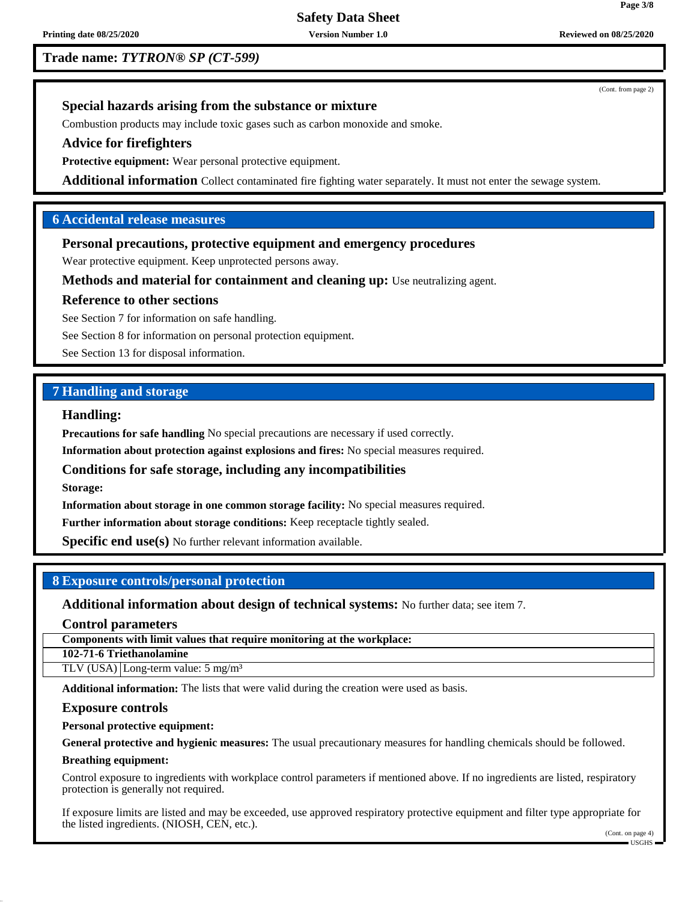**Trade name:** ***TYTRON® SP (CT-599)***

(Cont. from page 2)

### Special hazards arising from the substance or mixture

Combustion products may include toxic gases such as carbon monoxide and smoke.

### Advice for firefighters

**Protective equipment:** Wear personal protective equipment.

**Additional information** Collect contaminated fire fighting water separately. It must not enter the sewage system.

## 6 Accidental release measures

### Personal precautions, protective equipment and emergency procedures

Wear protective equipment. Keep unprotected persons away.

**Methods and material for containment and cleaning up:** Use neutralizing agent.

### Reference to other sections

See Section 7 for information on safe handling.

See Section 8 for information on personal protection equipment.

See Section 13 for disposal information.

## 7 Handling and storage

### Handling:

**Precautions for safe handling** No special precautions are necessary if used correctly.

**Information about protection against explosions and fires:** No special measures required.

### Conditions for safe storage, including any incompatibilities

**Storage:**

**Information about storage in one common storage facility:** No special measures required.

**Further information about storage conditions:** Keep receptacle tightly sealed.

**Specific end use(s)** No further relevant information available.

## 8 Exposure controls/personal protection

**Additional information about design of technical systems:** No further data; see item 7.

### Control parameters

| Components with limit values that require monitoring at the workplace: | |
|---|---|
| **102-71-6 Triethanolamine** | |
| TLV (USA) | Long-term value: 5 mg/m³ |

**Additional information:** The lists that were valid during the creation were used as basis.

### Exposure controls

**Personal protective equipment:**

**General protective and hygienic measures:** The usual precautionary measures for handling chemicals should be followed.

**Breathing equipment:**

Control exposure to ingredients with workplace control parameters if mentioned above. If no ingredients are listed, respiratory protection is generally not required.

If exposure limits are listed and may be exceeded, use approved respiratory protective equipment and filter type appropriate for the listed ingredients. (NIOSH, CEN, etc.).

(Cont. on page 4)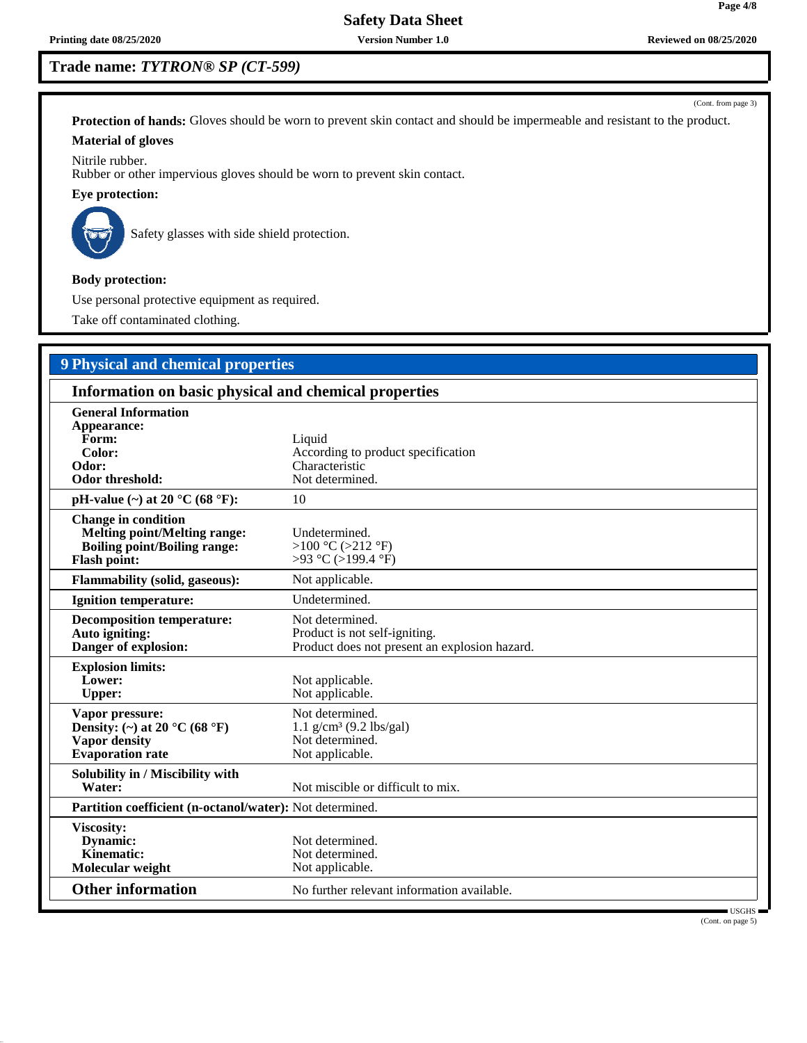**Trade name:** ***TYTRON® SP (CT-599)***

(Cont. from page 3)

**Protection of hands:** Gloves should be worn to prevent skin contact and should be impermeable and resistant to the product.

**Material of gloves**

Nitrile rubber.
Rubber or other impervious gloves should be worn to prevent skin contact.

**Eye protection:**

Safety glasses with side shield protection.

**Body protection:**

Use personal protective equipment as required.

Take off contaminated clothing.

## 9 Physical and chemical properties

### Information on basic physical and chemical properties

| | |
|---|---|
| **General Information** | |
| **Appearance:** | |
| **Form:** | Liquid |
| **Color:** | According to product specification |
| **Odor:** | Characteristic |
| **Odor threshold:** | Not determined. |
| **pH-value (~) at 20 °C (68 °F):** | 10 |
| **Change in condition** | |
| **Melting point/Melting range:** | Undetermined. |
| **Boiling point/Boiling range:** | >100 °C (>212 °F) |
| **Flash point:** | >93 °C (>199.4 °F) |
| **Flammability (solid, gaseous):** | Not applicable. |
| **Ignition temperature:** | Undetermined. |
| **Decomposition temperature:** | Not determined. |
| **Auto igniting:** | Product is not self-igniting. |
| **Danger of explosion:** | Product does not present an explosion hazard. |
| **Explosion limits:** | |
| **Lower:** | Not applicable. |
| **Upper:** | Not applicable. |
| **Vapor pressure:** | Not determined. |
| **Density: (~) at 20 °C (68 °F)** | 1.1 g/cm³ (9.2 lbs/gal) |
| **Vapor density** | Not determined. |
| **Evaporation rate** | Not applicable. |
| **Solubility in / Miscibility with** | |
| **Water:** | Not miscible or difficult to mix. |
| **Partition coefficient (n-octanol/water):** | Not determined. |
| **Viscosity:** | |
| **Dynamic:** | Not determined. |
| **Kinematic:** | Not determined. |
| **Molecular weight** | Not applicable. |
| **Other information** | No further relevant information available. |

(Cont. on page 5)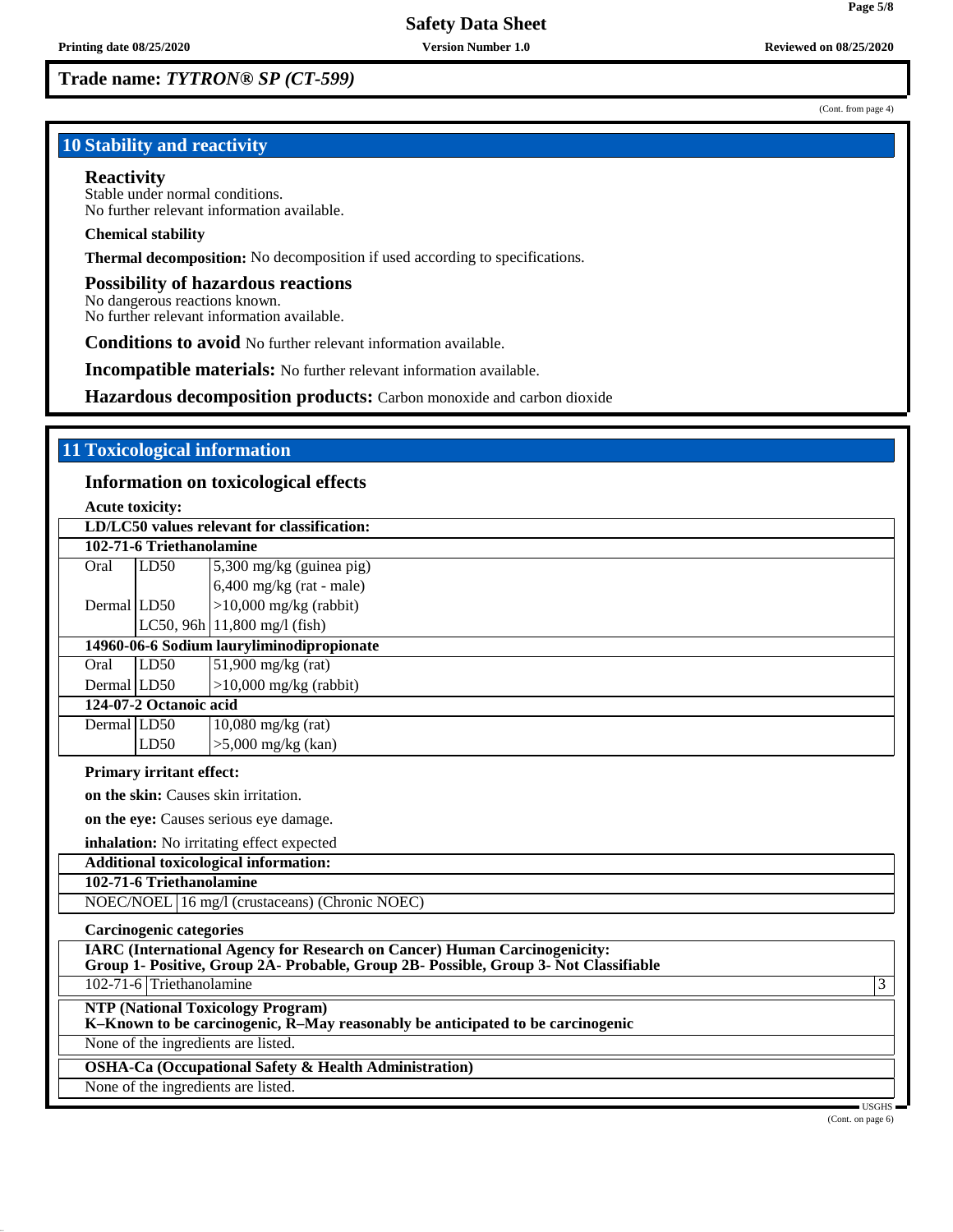**Trade name:** ***TYTRON® SP (CT-599)***

(Cont. from page 4)

## 10 Stability and reactivity

### Reactivity
Stable under normal conditions.
No further relevant information available.

**Chemical stability**

**Thermal decomposition:** No decomposition if used according to specifications.

### Possibility of hazardous reactions
No dangerous reactions known.
No further relevant information available.

**Conditions to avoid** No further relevant information available.

**Incompatible materials:** No further relevant information available.

**Hazardous decomposition products:** Carbon monoxide and carbon dioxide

## 11 Toxicological information

### Information on toxicological effects

**Acute toxicity:**

| LD/LC50 values relevant for classification: | | |
|---|---|---|
| **102-71-6 Triethanolamine** | | |
| Oral | LD50 | 5,300 mg/kg (guinea pig) |
| | | 6,400 mg/kg (rat - male) |
| Dermal | LD50 | >10,000 mg/kg (rabbit) |
| | LC50, 96h | 11,800 mg/l (fish) |
| **14960-06-6 Sodium lauryliminodipropionate** | | |
| Oral | LD50 | 51,900 mg/kg (rat) |
| Dermal | LD50 | >10,000 mg/kg (rabbit) |
| **124-07-2 Octanoic acid** | | |
| Dermal | LD50 | 10,080 mg/kg (rat) |
| | LD50 | >5,000 mg/kg (kan) |

**Primary irritant effect:**

**on the skin:** Causes skin irritation.

**on the eye:** Causes serious eye damage.

**inhalation:** No irritating effect expected

| Additional toxicological information: | |
|---|---|
| **102-71-6 Triethanolamine** | |
| NOEC/NOEL | 16 mg/l (crustaceans) (Chronic NOEC) |

**Carcinogenic categories**

| IARC (International Agency for Research on Cancer) Human Carcinogenicity: Group 1- Positive, Group 2A- Probable, Group 2B- Possible, Group 3- Not Classifiable | | |
|---|---|---|
| 102-71-6 | Triethanolamine | 3 |

| NTP (National Toxicology Program) K–Known to be carcinogenic, R–May reasonably be anticipated to be carcinogenic |
|---|
| None of the ingredients are listed. |

| OSHA-Ca (Occupational Safety & Health Administration) |
|---|
| None of the ingredients are listed. |

(Cont. on page 6)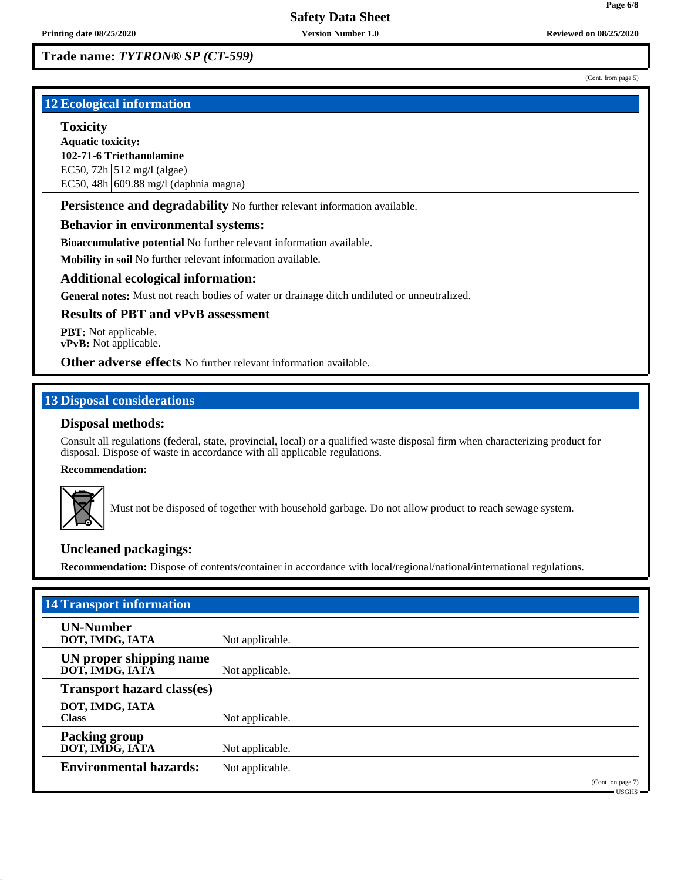**Trade name:** ***TYTRON® SP (CT-599)***

(Cont. from page 5)

## 12 Ecological information

### Toxicity

| **Aquatic toxicity:** | |
|---|---|
| **102-71-6 Triethanolamine** | |
| EC50, 72h | 512 mg/l (algae) |
| EC50, 48h | 609.88 mg/l (daphnia magna) |

**Persistence and degradability** No further relevant information available.

### Behavior in environmental systems:

**Bioaccumulative potential** No further relevant information available.

**Mobility in soil** No further relevant information available.

### Additional ecological information:

**General notes:** Must not reach bodies of water or drainage ditch undiluted or unneutralized.

### Results of PBT and vPvB assessment

**PBT:** Not applicable.
**vPvB:** Not applicable.

**Other adverse effects** No further relevant information available.

## 13 Disposal considerations

### Disposal methods:

Consult all regulations (federal, state, provincial, local) or a qualified waste disposal firm when characterizing product for disposal. Dispose of waste in accordance with all applicable regulations.

**Recommendation:**

Must not be disposed of together with household garbage. Do not allow product to reach sewage system.

### Uncleaned packagings:

**Recommendation:** Dispose of contents/container in accordance with local/regional/national/international regulations.

## 14 Transport information

| | |
|---|---|
| **UN-Number**<br>**DOT, IMDG, IATA** | Not applicable. |
| **UN proper shipping name**<br>**DOT, IMDG, IATA** | Not applicable. |
| **Transport hazard class(es)**<br>**DOT, IMDG, IATA**<br>**Class** | Not applicable. |
| **Packing group**<br>**DOT, IMDG, IATA** | Not applicable. |
| **Environmental hazards:** | Not applicable. |

(Cont. on page 7)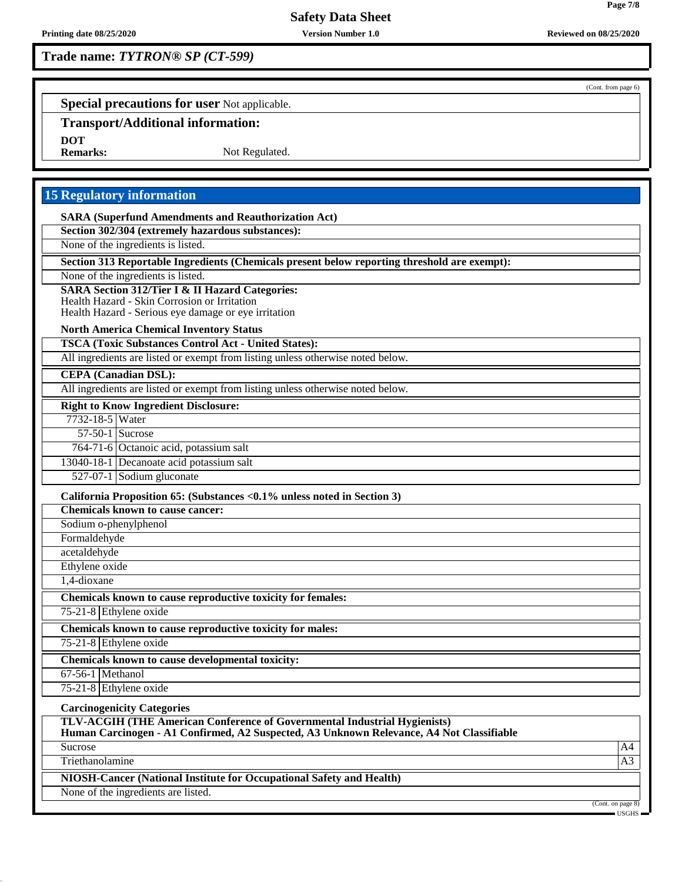**Trade name:** ***TYTRON® SP (CT-599)***

(Cont. from page 6)

**Special precautions for user** Not applicable.

**Transport/Additional information:**

**DOT**

**Remarks:** Not Regulated.

## 15 Regulatory information

**SARA (Superfund Amendments and Reauthorization Act)**

**Section 302/304 (extremely hazardous substances):**

None of the ingredients is listed.

**Section 313 Reportable Ingredients (Chemicals present below reporting threshold are exempt):**

None of the ingredients is listed.

**SARA Section 312/Tier I & II Hazard Categories:**
Health Hazard - Skin Corrosion or Irritation
Health Hazard - Serious eye damage or eye irritation

**North America Chemical Inventory Status**

**TSCA (Toxic Substances Control Act - United States):**

All ingredients are listed or exempt from listing unless otherwise noted below.

**CEPA (Canadian DSL):**

All ingredients are listed or exempt from listing unless otherwise noted below.

**Right to Know Ingredient Disclosure:**

| | |
|---|---|
| 7732-18-5 | Water |
| 57-50-1 | Sucrose |
| 764-71-6 | Octanoic acid, potassium salt |
| 13040-18-1 | Decanoate acid potassium salt |
| 527-07-1 | Sodium gluconate |

**California Proposition 65: (Substances <0.1% unless noted in Section 3)**

**Chemicals known to cause cancer:**

Sodium o-phenylphenol
Formaldehyde
acetaldehyde
Ethylene oxide
1,4-dioxane

**Chemicals known to cause reproductive toxicity for females:**

| | |
|---|---|
| 75-21-8 | Ethylene oxide |

**Chemicals known to cause reproductive toxicity for males:**

| | |
|---|---|
| 75-21-8 | Ethylene oxide |

**Chemicals known to cause developmental toxicity:**

| | |
|---|---|
| 67-56-1 | Methanol |
| 75-21-8 | Ethylene oxide |

**Carcinogenicity Categories**

**TLV-ACGIH (THE American Conference of Governmental Industrial Hygienists)**
**Human Carcinogen - A1 Confirmed, A2 Suspected, A3 Unknown Relevance, A4 Not Classifiable**

| | |
|---|---|
| Sucrose | A4 |
| Triethanolamine | A3 |

**NIOSH-Cancer (National Institute for Occupational Safety and Health)**

None of the ingredients are listed.

(Cont. on page 8)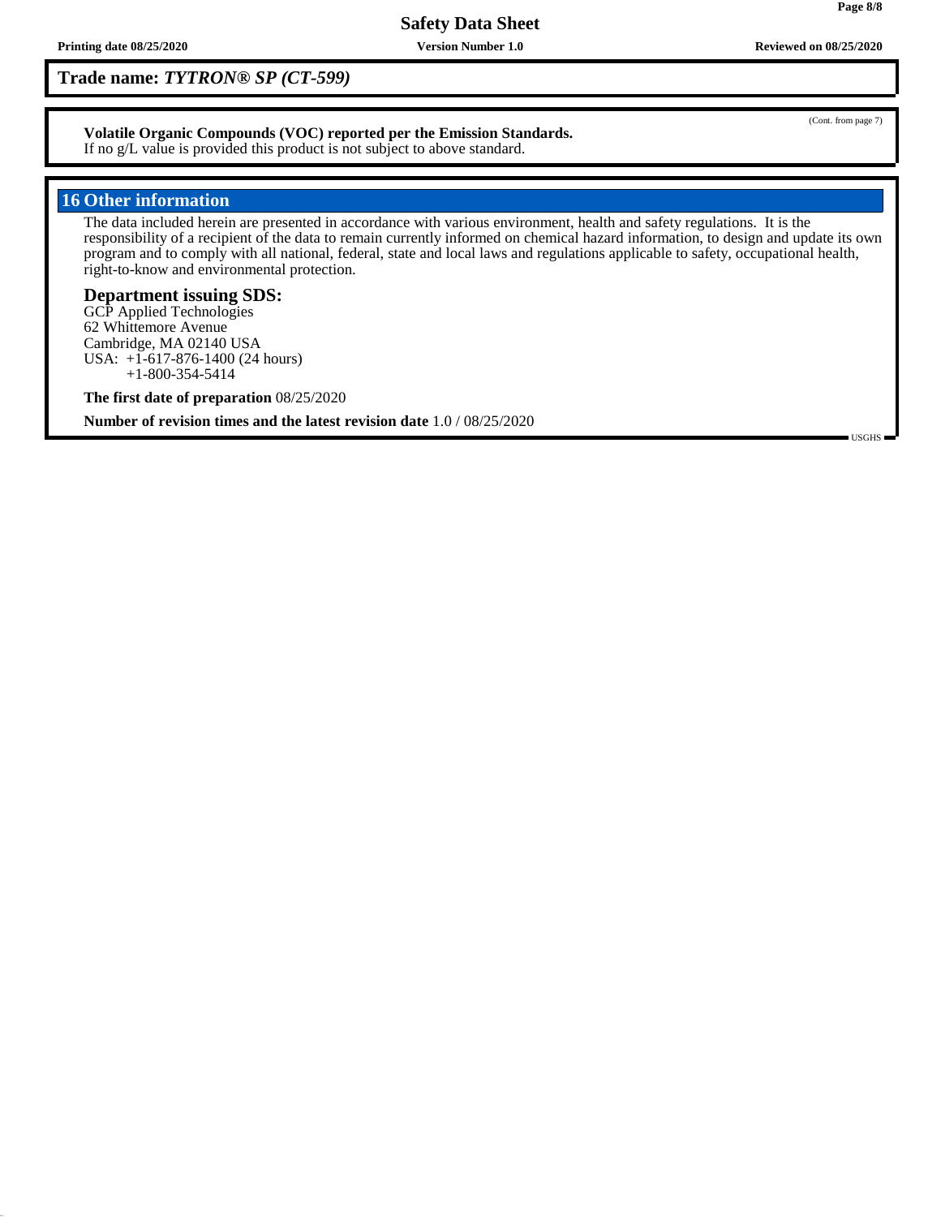**Trade name:** ***TYTRON® SP (CT-599)***

(Cont. from page 7)

**Volatile Organic Compounds (VOC) reported per the Emission Standards.**
If no g/L value is provided this product is not subject to above standard.

## 16 Other information

The data included herein are presented in accordance with various environment, health and safety regulations. It is the responsibility of a recipient of the data to remain currently informed on chemical hazard information, to design and update its own program and to comply with all national, federal, state and local laws and regulations applicable to safety, occupational health, right-to-know and environmental protection.

### Department issuing SDS:

GCP Applied Technologies
62 Whittemore Avenue
Cambridge, MA 02140 USA
USA: +1-617-876-1400 (24 hours)
+1-800-354-5414

**The first date of preparation** 08/25/2020

**Number of revision times and the latest revision date** 1.0 / 08/25/2020

USGHS